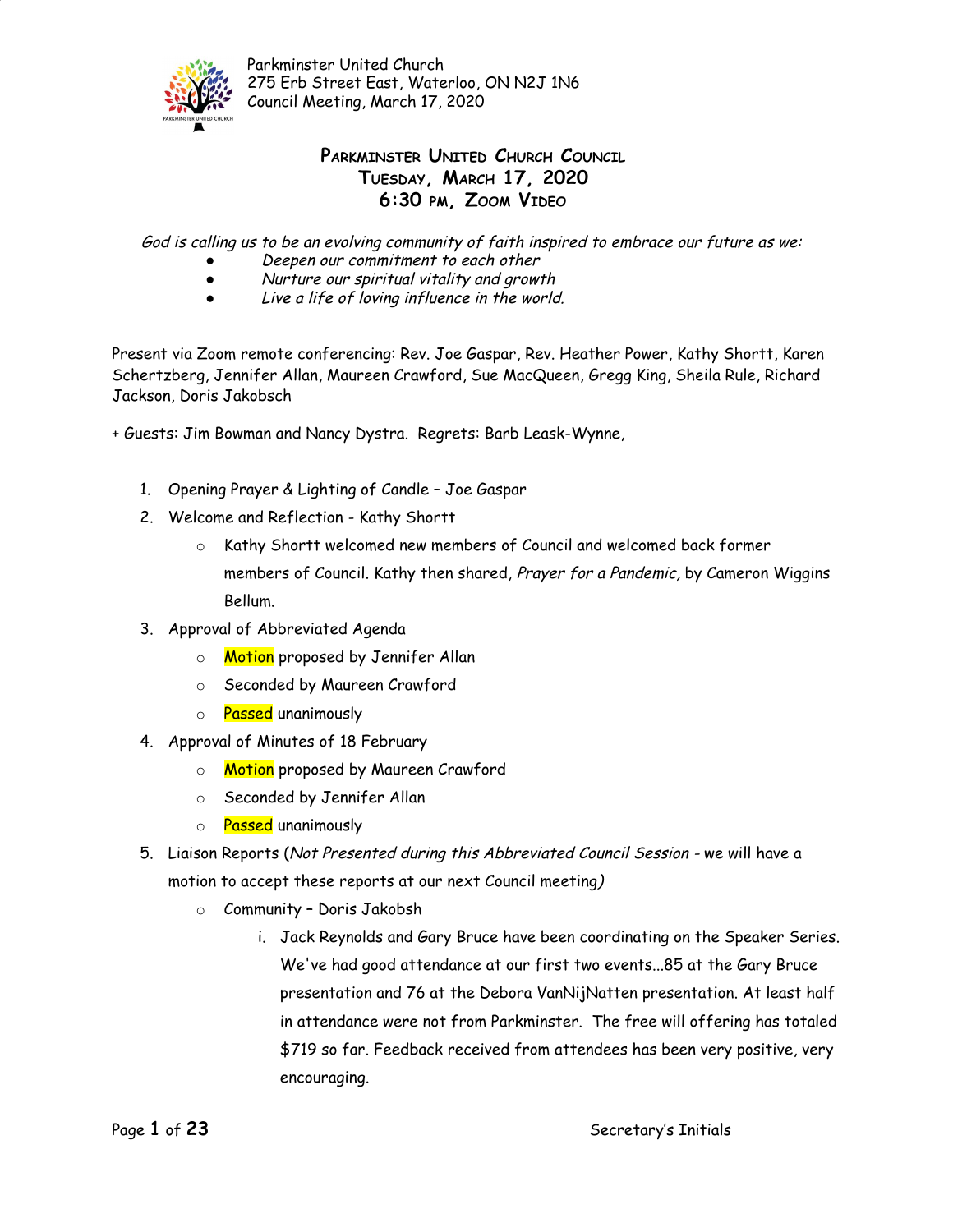Parkminster United Church
275 Erb Street East, Waterloo, ON N2J 1N6
Council Meeting, March 17, 2020

# Parkminster United Church Council
## Tuesday, March 17, 2020
## 6:30 pm, Zoom Video

*God is calling us to be an evolving community of faith inspired to embrace our future as we:*

- *Deepen our commitment to each other*
- *Nurture our spiritual vitality and growth*
- *Live a life of loving influence in the world.*

Present via Zoom remote conferencing: Rev. Joe Gaspar, Rev. Heather Power, Kathy Shortt, Karen Schertzberg, Jennifer Allan, Maureen Crawford, Sue MacQueen, Gregg King, Sheila Rule, Richard Jackson, Doris Jakobsch

+ Guests: Jim Bowman and Nancy Dystra. Regrets: Barb Leask-Wynne,

1. Opening Prayer & Lighting of Candle – Joe Gaspar
2. Welcome and Reflection - Kathy Shortt
   - Kathy Shortt welcomed new members of Council and welcomed back former members of Council. Kathy then shared, *Prayer for a Pandemic,* by Cameron Wiggins Bellum.
3. Approval of Abbreviated Agenda
   - Motion proposed by Jennifer Allan
   - Seconded by Maureen Crawford
   - Passed unanimously
4. Approval of Minutes of 18 February
   - Motion proposed by Maureen Crawford
   - Seconded by Jennifer Allan
   - Passed unanimously
5. Liaison Reports (*Not Presented during this Abbreviated Council Session* - we will have a motion to accept these reports at our next Council meeting*)*
   - Community – Doris Jakobsh
     1. Jack Reynolds and Gary Bruce have been coordinating on the Speaker Series. We've had good attendance at our first two events...85 at the Gary Bruce presentation and 76 at the Debora VanNijNatten presentation. At least half in attendance were not from Parkminster. The free will offering has totaled $719 so far. Feedback received from attendees has been very positive, very encouraging.

Secretary's Initials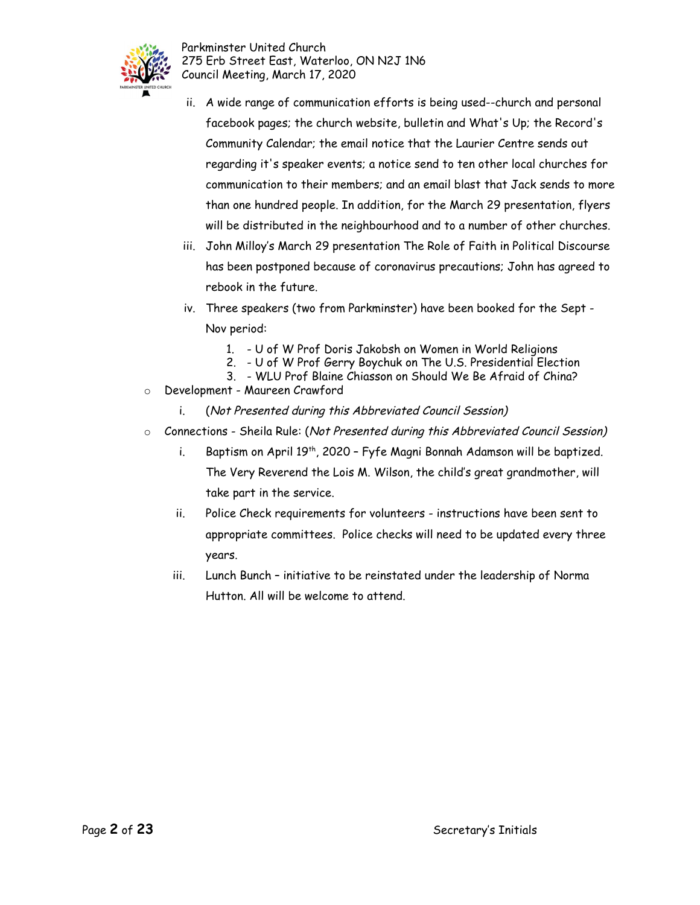- ii. A wide range of communication efforts is being used--church and personal facebook pages; the church website, bulletin and What's Up; the Record's Community Calendar; the email notice that the Laurier Centre sends out regarding it's speaker events; a notice send to ten other local churches for communication to their members; and an email blast that Jack sends to more than one hundred people. In addition, for the March 29 presentation, flyers will be distributed in the neighbourhood and to a number of other churches.
- iii. John Milloy's March 29 presentation The Role of Faith in Political Discourse has been postponed because of coronavirus precautions; John has agreed to rebook in the future.
- iv. Three speakers (two from Parkminster) have been booked for the Sept - Nov period:
  1. - U of W Prof Doris Jakobsh on Women in World Religions
  2. - U of W Prof Gerry Boychuk on The U.S. Presidential Election
  3. - WLU Prof Blaine Chiasson on Should We Be Afraid of China?

- Development - Maureen Crawford
  - i. (*Not Presented during this Abbreviated Council Session*)
- Connections - Sheila Rule: (*Not Presented during this Abbreviated Council Session*)
  - i. Baptism on April 19th, 2020 – Fyfe Magni Bonnah Adamson will be baptized. The Very Reverend the Lois M. Wilson, the child's great grandmother, will take part in the service.
  - ii. Police Check requirements for volunteers - instructions have been sent to appropriate committees. Police checks will need to be updated every three years.
  - iii. Lunch Bunch – initiative to be reinstated under the leadership of Norma Hutton. All will be welcome to attend.

Secretary's Initials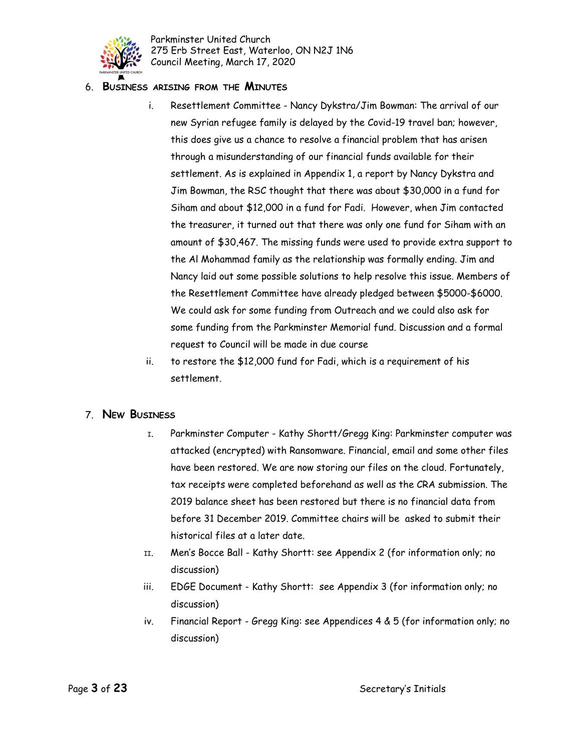## 6. Business arising from the Minutes

i. Resettlement Committee - Nancy Dykstra/Jim Bowman: The arrival of our new Syrian refugee family is delayed by the Covid-19 travel ban; however, this does give us a chance to resolve a financial problem that has arisen through a misunderstanding of our financial funds available for their settlement. As is explained in Appendix 1, a report by Nancy Dykstra and Jim Bowman, the RSC thought that there was about $30,000 in a fund for Siham and about $12,000 in a fund for Fadi. However, when Jim contacted the treasurer, it turned out that there was only one fund for Siham with an amount of $30,467. The missing funds were used to provide extra support to the Al Mohammad family as the relationship was formally ending. Jim and Nancy laid out some possible solutions to help resolve this issue. Members of the Resettlement Committee have already pledged between $5000-$6000. We could ask for some funding from Outreach and we could also ask for some funding from the Parkminster Memorial fund. Discussion and a formal request to Council will be made in due course

ii. to restore the $12,000 fund for Fadi, which is a requirement of his settlement.

## 7. New Business

I. Parkminster Computer - Kathy Shortt/Gregg King: Parkminster computer was attacked (encrypted) with Ransomware. Financial, email and some other files have been restored. We are now storing our files on the cloud. Fortunately, tax receipts were completed beforehand as well as the CRA submission. The 2019 balance sheet has been restored but there is no financial data from before 31 December 2019. Committee chairs will be asked to submit their historical files at a later date.

II. Men's Bocce Ball - Kathy Shortt: see Appendix 2 (for information only; no discussion)

iii. EDGE Document - Kathy Shortt: see Appendix 3 (for information only; no discussion)

iv. Financial Report - Gregg King: see Appendices 4 & 5 (for information only; no discussion)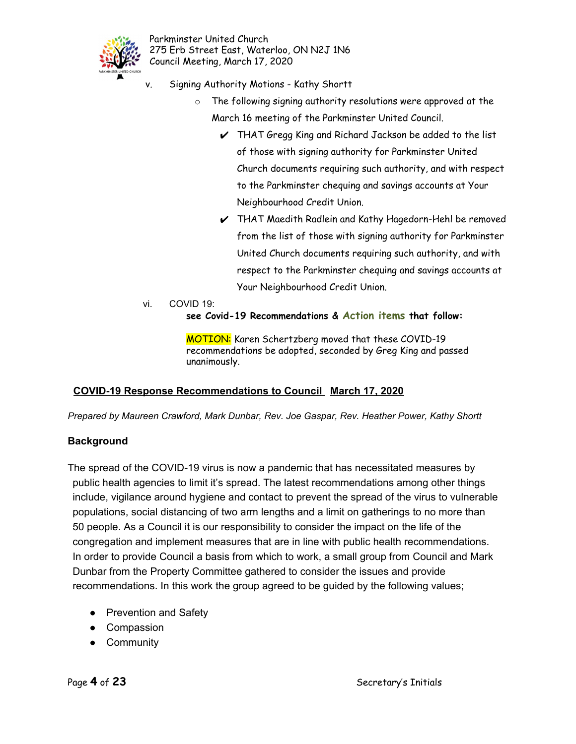v. Signing Authority Motions - Kathy Shortt

- The following signing authority resolutions were approved at the March 16 meeting of the Parkminster United Council.
  - ✔ THAT Gregg King and Richard Jackson be added to the list of those with signing authority for Parkminster United Church documents requiring such authority, and with respect to the Parkminster chequing and savings accounts at Your Neighbourhood Credit Union.
  - ✔ THAT Maedith Radlein and Kathy Hagedorn-Hehl be removed from the list of those with signing authority for Parkminster United Church documents requiring such authority, and with respect to the Parkminster chequing and savings accounts at Your Neighbourhood Credit Union.

vi. COVID 19:

**see Covid-19 Recommendations & Action items that follow:**

MOTION: Karen Schertzberg moved that these COVID-19 recommendations be adopted, seconded by Greg King and passed unanimously.

## COVID-19 Response Recommendations to Council March 17, 2020

*Prepared by Maureen Crawford, Mark Dunbar, Rev. Joe Gaspar, Rev. Heather Power, Kathy Shortt*

### Background

The spread of the COVID-19 virus is now a pandemic that has necessitated measures by public health agencies to limit it's spread. The latest recommendations among other things include, vigilance around hygiene and contact to prevent the spread of the virus to vulnerable populations, social distancing of two arm lengths and a limit on gatherings to no more than 50 people. As a Council it is our responsibility to consider the impact on the life of the congregation and implement measures that are in line with public health recommendations. In order to provide Council a basis from which to work, a small group from Council and Mark Dunbar from the Property Committee gathered to consider the issues and provide recommendations. In this work the group agreed to be guided by the following values;

- Prevention and Safety
- Compassion
- Community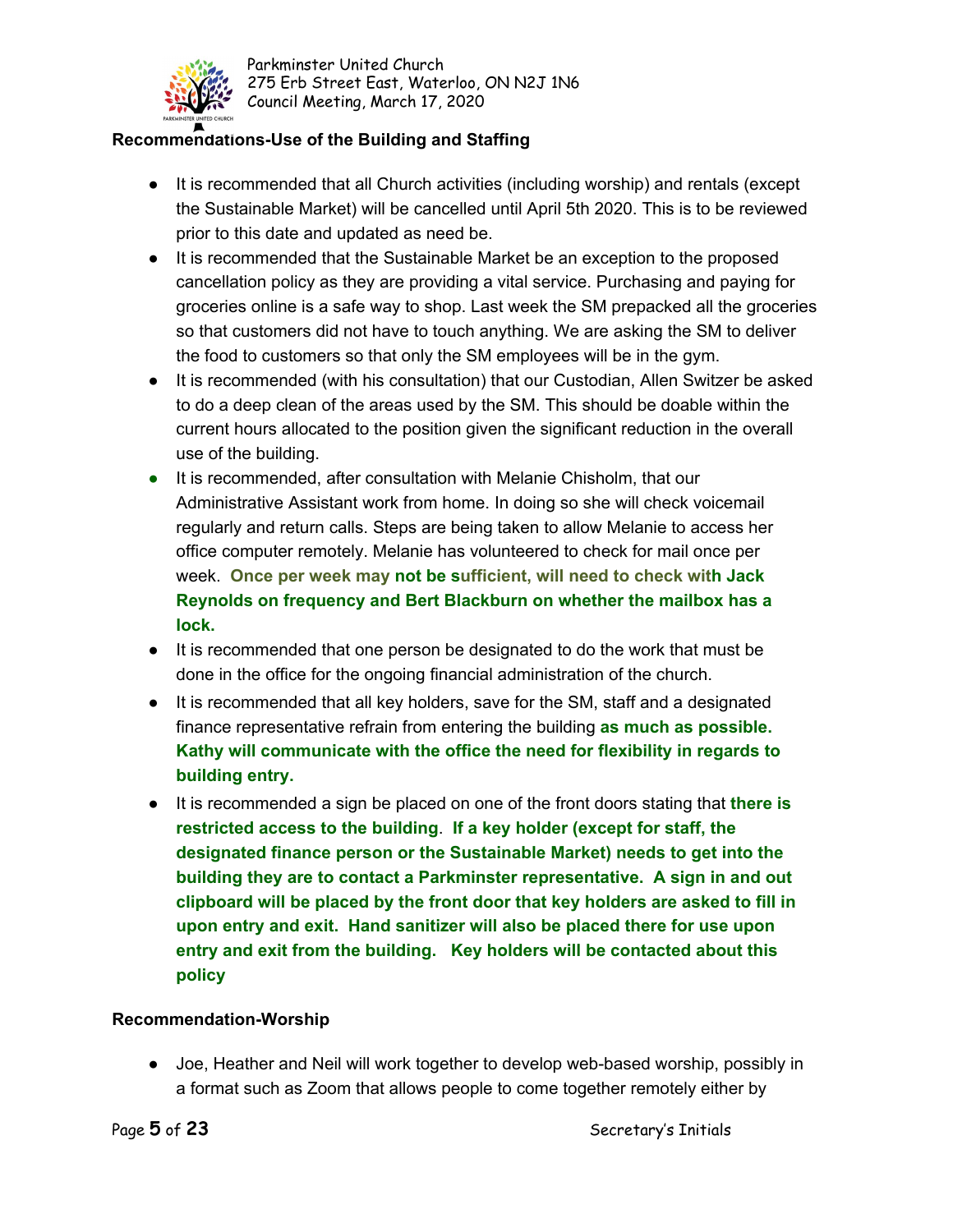### Recommendations-Use of the Building and Staffing

- It is recommended that all Church activities (including worship) and rentals (except the Sustainable Market) will be cancelled until April 5th 2020. This is to be reviewed prior to this date and updated as need be.
- It is recommended that the Sustainable Market be an exception to the proposed cancellation policy as they are providing a vital service. Purchasing and paying for groceries online is a safe way to shop. Last week the SM prepacked all the groceries so that customers did not have to touch anything. We are asking the SM to deliver the food to customers so that only the SM employees will be in the gym.
- It is recommended (with his consultation) that our Custodian, Allen Switzer be asked to do a deep clean of the areas used by the SM. This should be doable within the current hours allocated to the position given the significant reduction in the overall use of the building.
- It is recommended, after consultation with Melanie Chisholm, that our Administrative Assistant work from home. In doing so she will check voicemail regularly and return calls. Steps are being taken to allow Melanie to access her office computer remotely. Melanie has volunteered to check for mail once per week. **Once per week may not be sufficient, will need to check with Jack Reynolds on frequency and Bert Blackburn on whether the mailbox has a lock.**
- It is recommended that one person be designated to do the work that must be done in the office for the ongoing financial administration of the church.
- It is recommended that all key holders, save for the SM, staff and a designated finance representative refrain from entering the building **as much as possible. Kathy will communicate with the office the need for flexibility in regards to building entry.**
- It is recommended a sign be placed on one of the front doors stating that **there is restricted access to the building. If a key holder (except for staff, the designated finance person or the Sustainable Market) needs to get into the building they are to contact a Parkminster representative. A sign in and out clipboard will be placed by the front door that key holders are asked to fill in upon entry and exit. Hand sanitizer will also be placed there for use upon entry and exit from the building. Key holders will be contacted about this policy**

### Recommendation-Worship

- Joe, Heather and Neil will work together to develop web-based worship, possibly in a format such as Zoom that allows people to come together remotely either by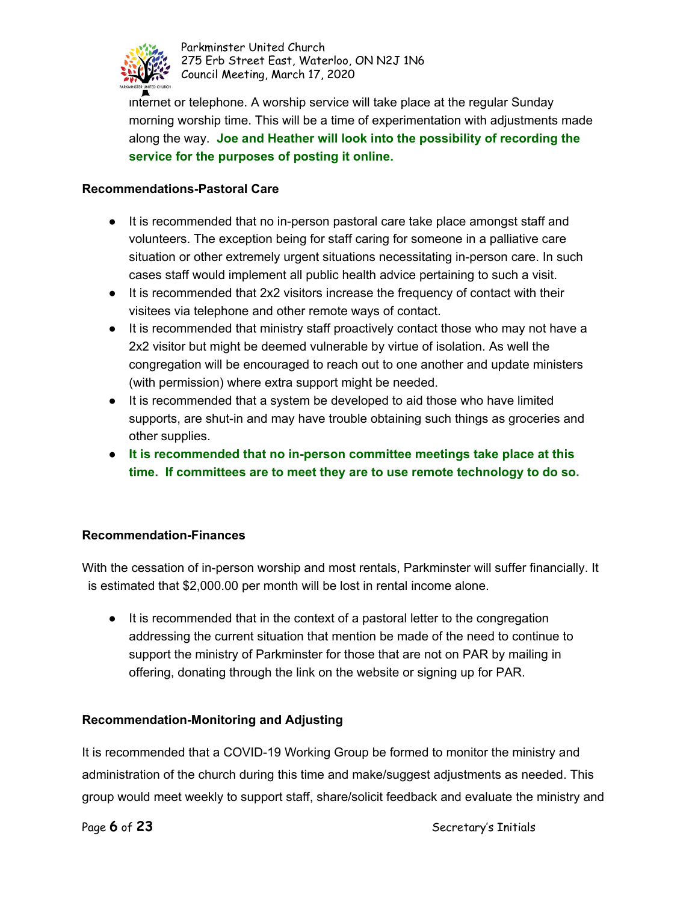internet or telephone. A worship service will take place at the regular Sunday morning worship time. This will be a time of experimentation with adjustments made along the way. **Joe and Heather will look into the possibility of recording the service for the purposes of posting it online.**

**Recommendations-Pastoral Care**

- It is recommended that no in-person pastoral care take place amongst staff and volunteers. The exception being for staff caring for someone in a palliative care situation or other extremely urgent situations necessitating in-person care. In such cases staff would implement all public health advice pertaining to such a visit.
- It is recommended that 2x2 visitors increase the frequency of contact with their visitees via telephone and other remote ways of contact.
- It is recommended that ministry staff proactively contact those who may not have a 2x2 visitor but might be deemed vulnerable by virtue of isolation. As well the congregation will be encouraged to reach out to one another and update ministers (with permission) where extra support might be needed.
- It is recommended that a system be developed to aid those who have limited supports, are shut-in and may have trouble obtaining such things as groceries and other supplies.
- **It is recommended that no in-person committee meetings take place at this time. If committees are to meet they are to use remote technology to do so.**

**Recommendation-Finances**

With the cessation of in-person worship and most rentals, Parkminster will suffer financially. It is estimated that $2,000.00 per month will be lost in rental income alone.

- It is recommended that in the context of a pastoral letter to the congregation addressing the current situation that mention be made of the need to continue to support the ministry of Parkminster for those that are not on PAR by mailing in offering, donating through the link on the website or signing up for PAR.

**Recommendation-Monitoring and Adjusting**

It is recommended that a COVID-19 Working Group be formed to monitor the ministry and administration of the church during this time and make/suggest adjustments as needed. This group would meet weekly to support staff, share/solicit feedback and evaluate the ministry and

Secretary's Initials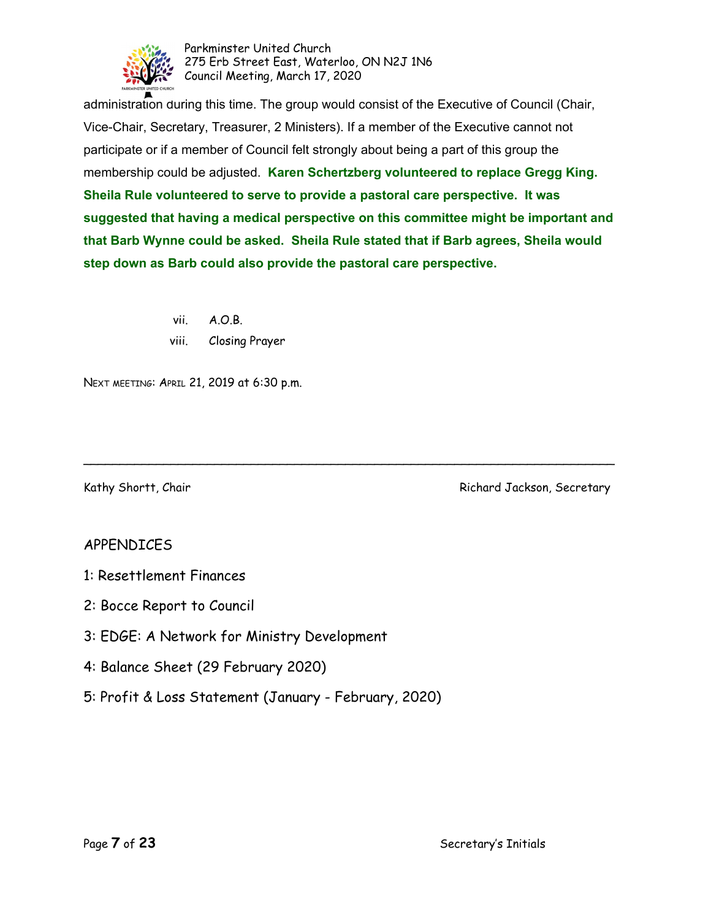administration during this time. The group would consist of the Executive of Council (Chair, Vice-Chair, Secretary, Treasurer, 2 Ministers). If a member of the Executive cannot not participate or if a member of Council felt strongly about being a part of this group the membership could be adjusted. **Karen Schertzberg volunteered to replace Gregg King. Sheila Rule volunteered to serve to provide a pastoral care perspective. It was suggested that having a medical perspective on this committee might be important and that Barb Wynne could be asked. Sheila Rule stated that if Barb agrees, Sheila would step down as Barb could also provide the pastoral care perspective.**

vii. A.O.B.

viii. Closing Prayer

NEXT MEETING: APRIL 21, 2019 at 6:30 p.m.

---

Kathy Shortt, Chair                                                    Richard Jackson, Secretary

APPENDICES

1: Resettlement Finances

2: Bocce Report to Council

3: EDGE: A Network for Ministry Development

4: Balance Sheet (29 February 2020)

5: Profit & Loss Statement (January - February, 2020)

Secretary's Initials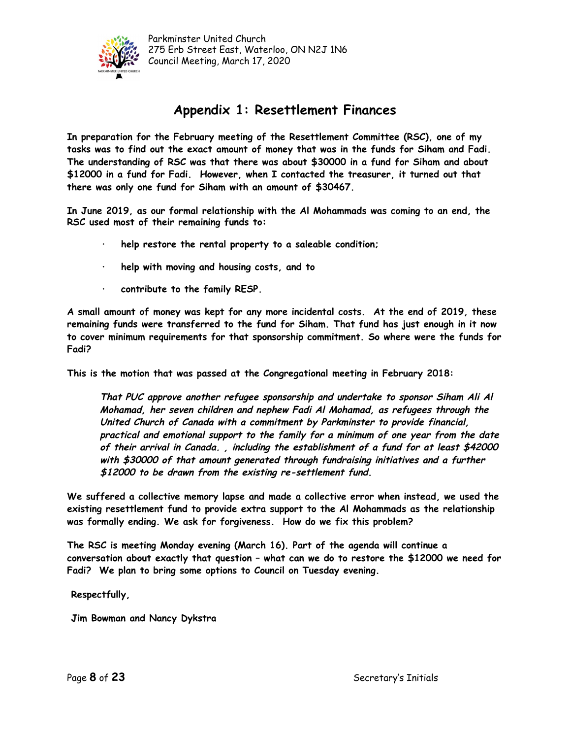# Appendix 1: Resettlement Finances

**In preparation for the February meeting of the Resettlement Committee (RSC), one of my tasks was to find out the exact amount of money that was in the funds for Siham and Fadi. The understanding of RSC was that there was about $30000 in a fund for Siham and about $12000 in a fund for Fadi. However, when I contacted the treasurer, it turned out that there was only one fund for Siham with an amount of $30467.**

**In June 2019, as our formal relationship with the Al Mohammads was coming to an end, the RSC used most of their remaining funds to:**

- **help restore the rental property to a saleable condition;**
- **help with moving and housing costs, and to**
- **contribute to the family RESP.**

**A small amount of money was kept for any more incidental costs. At the end of 2019, these remaining funds were transferred to the fund for Siham. That fund has just enough in it now to cover minimum requirements for that sponsorship commitment. So where were the funds for Fadi?**

**This is the motion that was passed at the Congregational meeting in February 2018:**

> ***That PUC approve another refugee sponsorship and undertake to sponsor Siham Ali Al Mohamad, her seven children and nephew Fadi Al Mohamad, as refugees through the United Church of Canada with a commitment by Parkminster to provide financial, practical and emotional support to the family for a minimum of one year from the date of their arrival in Canada. , including the establishment of a fund for at least $42000 with $30000 of that amount generated through fundraising initiatives and a further $12000 to be drawn from the existing re-settlement fund.***

**We suffered a collective memory lapse and made a collective error when instead, we used the existing resettlement fund to provide extra support to the Al Mohammads as the relationship was formally ending. We ask for forgiveness. How do we fix this problem?**

**The RSC is meeting Monday evening (March 16). Part of the agenda will continue a conversation about exactly that question – what can we do to restore the $12000 we need for Fadi? We plan to bring some options to Council on Tuesday evening.**

**Respectfully,**

**Jim Bowman and Nancy Dykstra**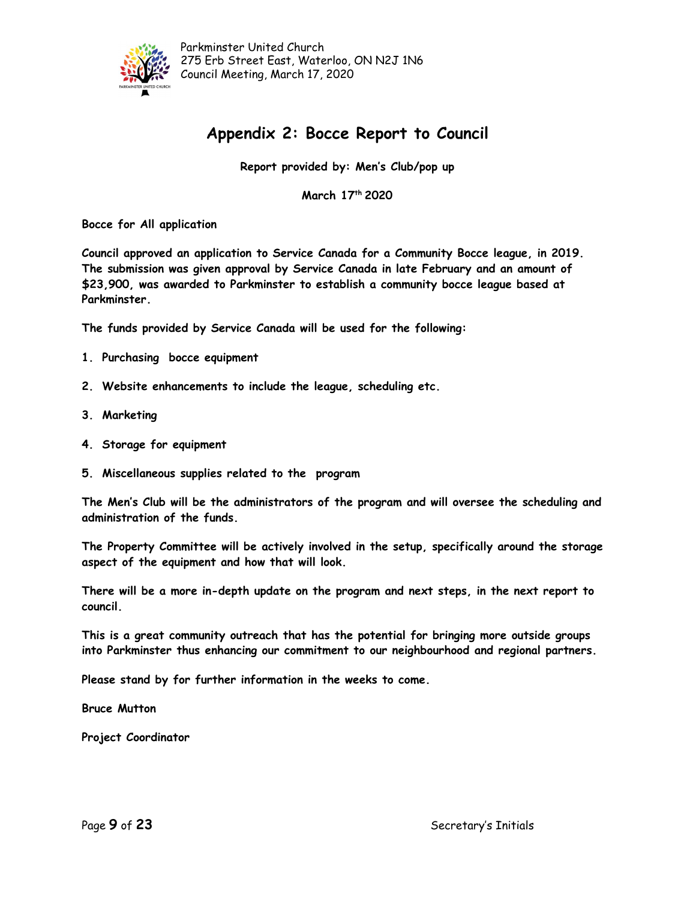## Appendix 2: Bocce Report to Council

**Report provided by: Men's Club/pop up**

**March 17th 2020**

**Bocce for All application**

**Council approved an application to Service Canada for a Community Bocce league, in 2019. The submission was given approval by Service Canada in late February and an amount of $23,900, was awarded to Parkminster to establish a community bocce league based at Parkminster.**

**The funds provided by Service Canada will be used for the following:**

1. **Purchasing bocce equipment**
2. **Website enhancements to include the league, scheduling etc.**
3. **Marketing**
4. **Storage for equipment**
5. **Miscellaneous supplies related to the program**

**The Men's Club will be the administrators of the program and will oversee the scheduling and administration of the funds.**

**The Property Committee will be actively involved in the setup, specifically around the storage aspect of the equipment and how that will look.**

**There will be a more in-depth update on the program and next steps, in the next report to council.**

**This is a great community outreach that has the potential for bringing more outside groups into Parkminster thus enhancing our commitment to our neighbourhood and regional partners.**

**Please stand by for further information in the weeks to come.**

**Bruce Mutton**

**Project Coordinator**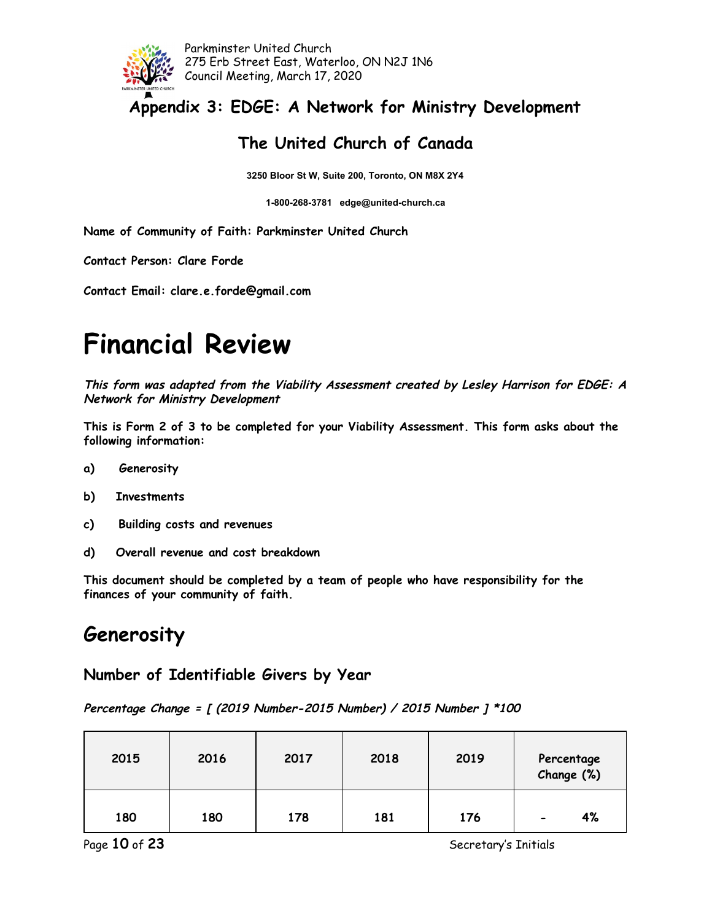## Appendix 3: EDGE: A Network for Ministry Development

### The United Church of Canada

**3250 Bloor St W, Suite 200, Toronto, ON M8X 2Y4**

**1-800-268-3781 edge@united-church.ca**

**Name of Community of Faith: Parkminster United Church**

**Contact Person: Clare Forde**

**Contact Email: clare.e.forde@gmail.com**

# Financial Review

***This form was adapted from the Viability Assessment created by Lesley Harrison for EDGE: A Network for Ministry Development***

**This is Form 2 of 3 to be completed for your Viability Assessment. This form asks about the following information:**

**a) Generosity**

**b) Investments**

**c) Building costs and revenues**

**d) Overall revenue and cost breakdown**

**This document should be completed by a team of people who have responsibility for the finances of your community of faith.**

## Generosity

### Number of Identifiable Givers by Year

***Percentage Change = [ (2019 Number-2015 Number) / 2015 Number ] *100***

| 2015 | 2016 | 2017 | 2018 | 2019 | Percentage Change (%) |
|---|---|---|---|---|---|
| 180 | 180 | 178 | 181 | 176 | - 4% |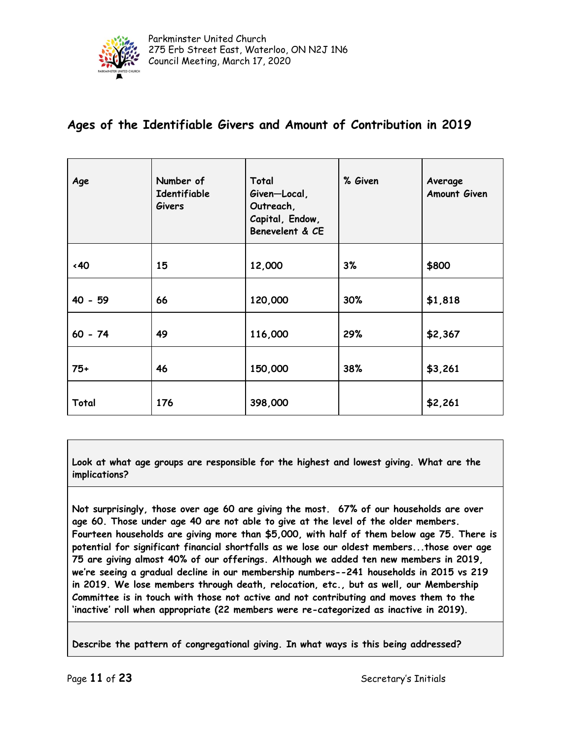## Ages of the Identifiable Givers and Amount of Contribution in 2019

| Age | Number of Identifiable Givers | Total Given—Local, Outreach, Capital, Endow, Benevelent & CE | % Given | Average Amount Given |
|---|---|---|---|---|
| <40 | 15 | 12,000 | 3% | $800 |
| 40 - 59 | 66 | 120,000 | 30% | $1,818 |
| 60 - 74 | 49 | 116,000 | 29% | $2,367 |
| 75+ | 46 | 150,000 | 38% | $3,261 |
| Total | 176 | 398,000 | | $2,261 |

**Look at what age groups are responsible for the highest and lowest giving. What are the implications?**

**Not surprisingly, those over age 60 are giving the most. 67% of our households are over age 60. Those under age 40 are not able to give at the level of the older members. Fourteen households are giving more than $5,000, with half of them below age 75. There is potential for significant financial shortfalls as we lose our oldest members...those over age 75 are giving almost 40% of our offerings. Although we added ten new members in 2019, we're seeing a gradual decline in our membership numbers--241 households in 2015 vs 219 in 2019. We lose members through death, relocation, etc., but as well, our Membership Committee is in touch with those not active and not contributing and moves them to the 'inactive' roll when appropriate (22 members were re-categorized as inactive in 2019).**

**Describe the pattern of congregational giving. In what ways is this being addressed?**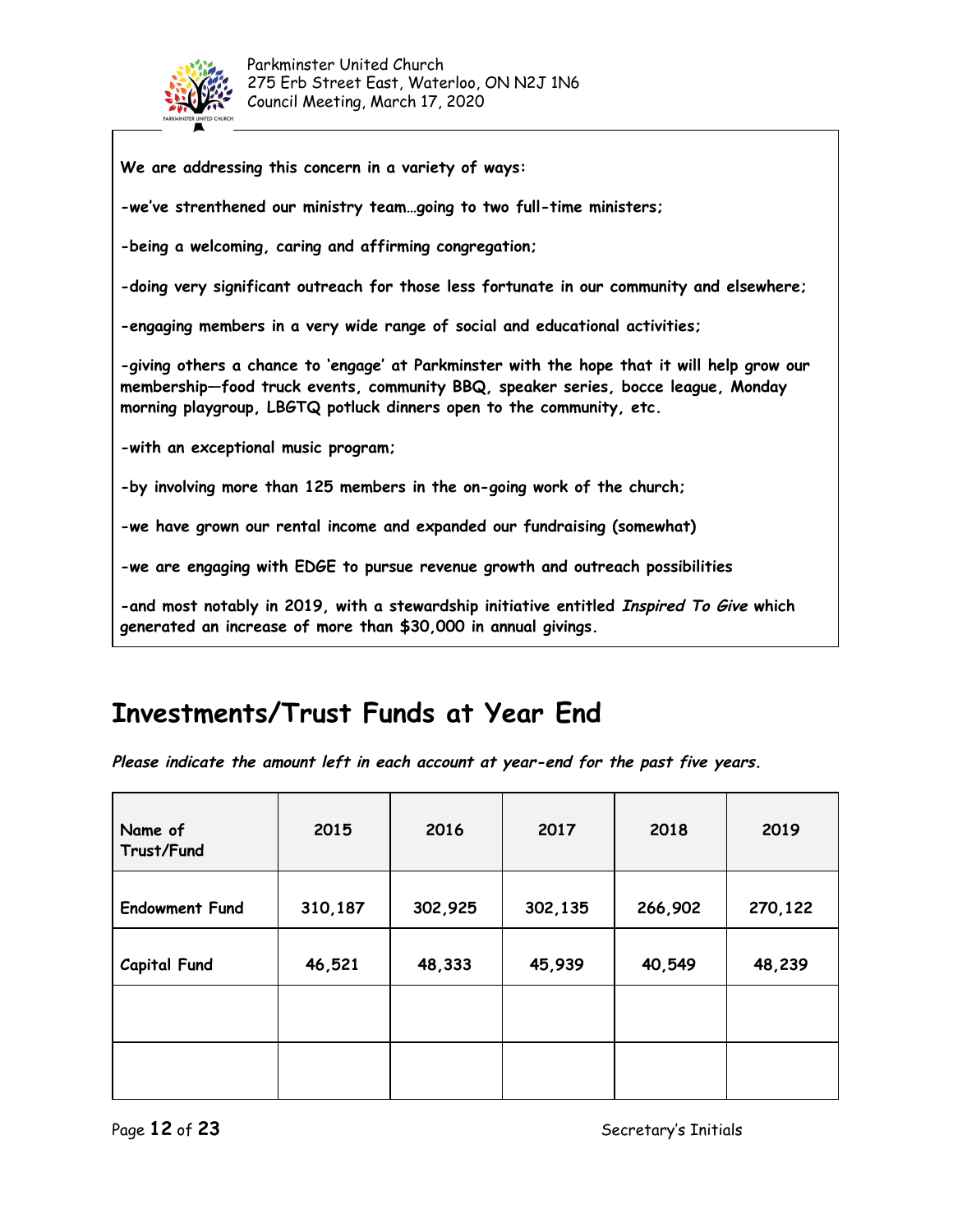**We are addressing this concern in a variety of ways:**

**-we've strenthened our ministry team…going to two full-time ministers;**

**-being a welcoming, caring and affirming congregation;**

**-doing very significant outreach for those less fortunate in our community and elsewhere;**

**-engaging members in a very wide range of social and educational activities;**

**-giving others a chance to 'engage' at Parkminster with the hope that it will help grow our membership—food truck events, community BBQ, speaker series, bocce league, Monday morning playgroup, LBGTQ potluck dinners open to the community, etc.**

**-with an exceptional music program;**

**-by involving more than 125 members in the on-going work of the church;**

**-we have grown our rental income and expanded our fundraising (somewhat)**

**-we are engaging with EDGE to pursue revenue growth and outreach possibilities**

**-and most notably in 2019, with a stewardship initiative entitled *Inspired To Give* which generated an increase of more than $30,000 in annual givings.**

# Investments/Trust Funds at Year End

***Please indicate the amount left in each account at year-end for the past five years.***

| Name of Trust/Fund | 2015 | 2016 | 2017 | 2018 | 2019 |
|---|---|---|---|---|---|
| Endowment Fund | 310,187 | 302,925 | 302,135 | 266,902 | 270,122 |
| Capital Fund | 46,521 | 48,333 | 45,939 | 40,549 | 48,239 |
| | | | | | |
| | | | | | |

Secretary's Initials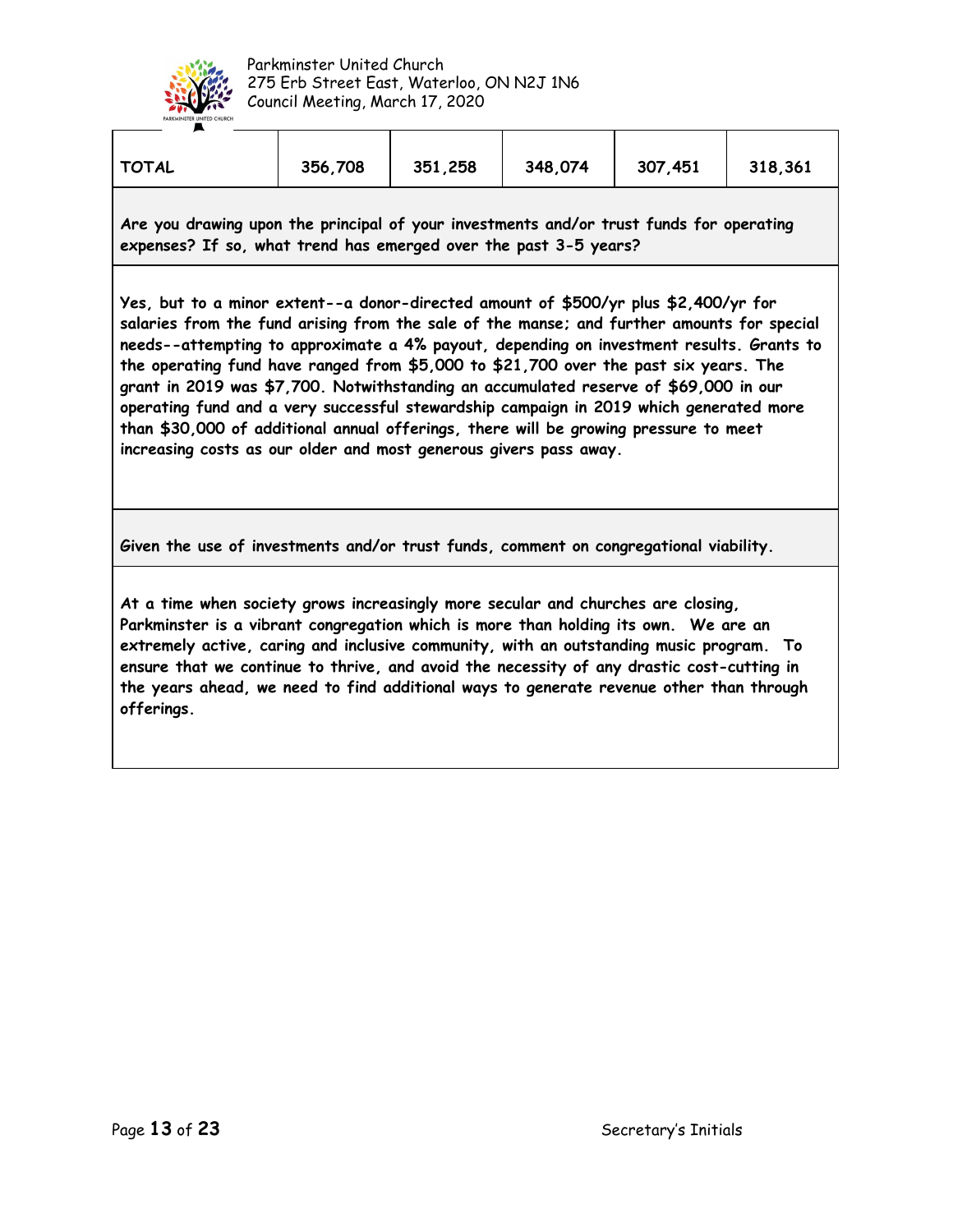| TOTAL | 356,708 | 351,258 | 348,074 | 307,451 | 318,361 |
|---|---|---|---|---|---|

**Are you drawing upon the principal of your investments and/or trust funds for operating expenses? If so, what trend has emerged over the past 3-5 years?**

**Yes, but to a minor extent--a donor-directed amount of $500/yr plus $2,400/yr for salaries from the fund arising from the sale of the manse; and further amounts for special needs--attempting to approximate a 4% payout, depending on investment results. Grants to the operating fund have ranged from $5,000 to $21,700 over the past six years. The grant in 2019 was $7,700. Notwithstanding an accumulated reserve of $69,000 in our operating fund and a very successful stewardship campaign in 2019 which generated more than $30,000 of additional annual offerings, there will be growing pressure to meet increasing costs as our older and most generous givers pass away.**

**Given the use of investments and/or trust funds, comment on congregational viability.**

**At a time when society grows increasingly more secular and churches are closing, Parkminster is a vibrant congregation which is more than holding its own. We are an extremely active, caring and inclusive community, with an outstanding music program. To ensure that we continue to thrive, and avoid the necessity of any drastic cost-cutting in the years ahead, we need to find additional ways to generate revenue other than through offerings.**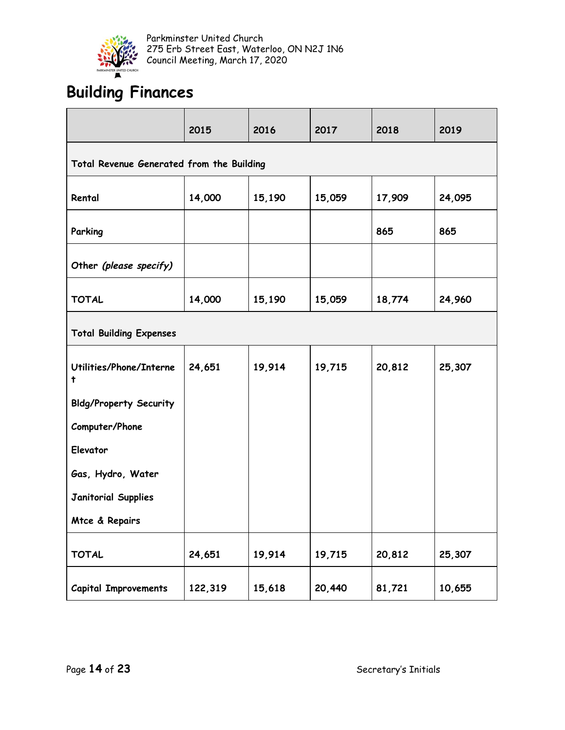Parkminster United Church
275 Erb Street East, Waterloo, ON N2J 1N6
Council Meeting, March 17, 2020

# Building Finances

| | 2015 | 2016 | 2017 | 2018 | 2019 |
|---|---|---|---|---|---|
| **Total Revenue Generated from the Building** | | | | | |
| Rental | 14,000 | 15,190 | 15,059 | 17,909 | 24,095 |
| Parking | | | | 865 | 865 |
| Other *(please specify)* | | | | | |
| TOTAL | 14,000 | 15,190 | 15,059 | 18,774 | 24,960 |
| **Total Building Expenses** | | | | | |
| Utilities/Phone/Internet<br>Bldg/Property Security<br>Computer/Phone<br>Elevator<br>Gas, Hydro, Water<br>Janitorial Supplies<br>Mtce & Repairs | 24,651 | 19,914 | 19,715 | 20,812 | 25,307 |
| TOTAL | 24,651 | 19,914 | 19,715 | 20,812 | 25,307 |
| Capital Improvements | 122,319 | 15,618 | 20,440 | 81,721 | 10,655 |

Secretary's Initials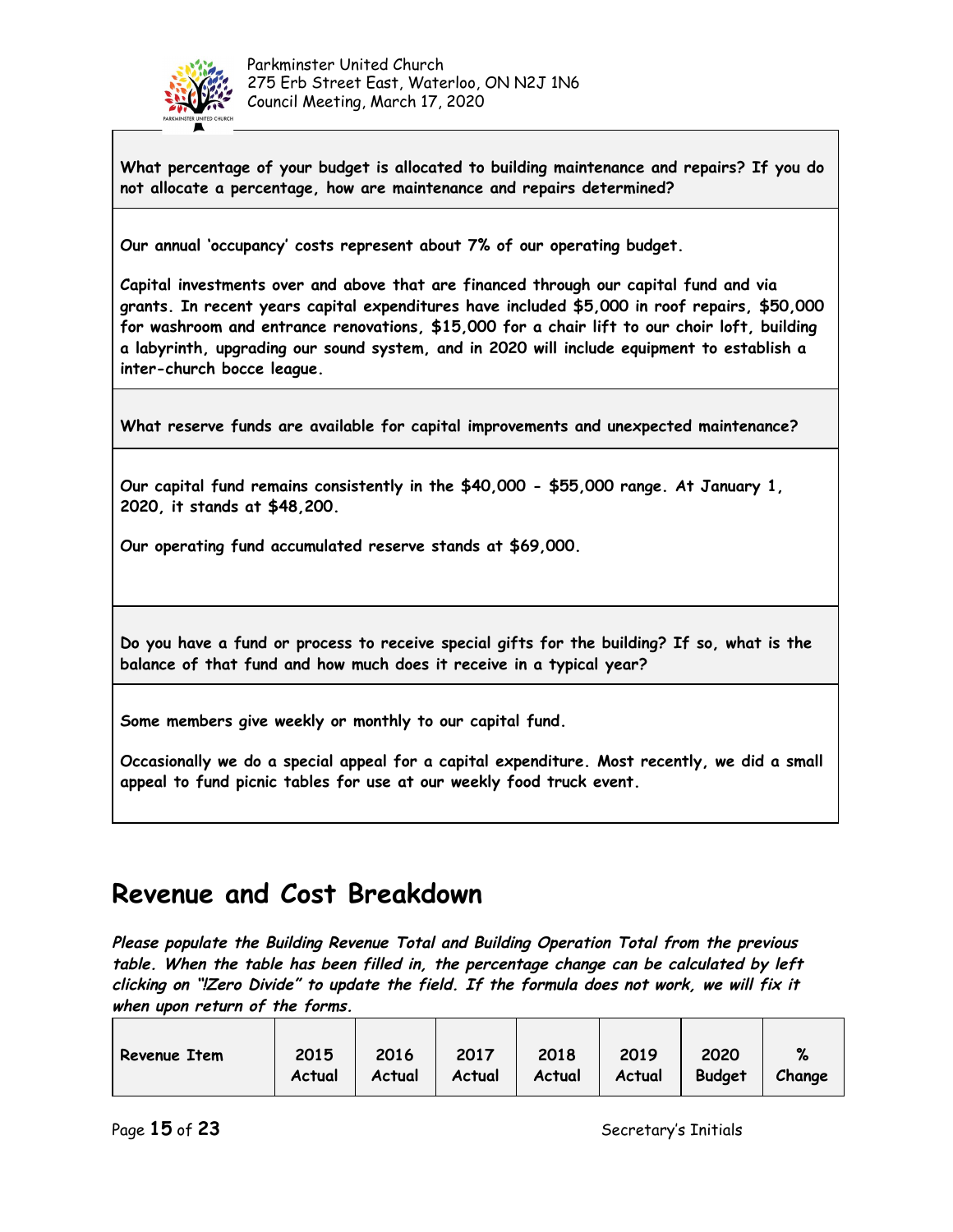| What percentage of your budget is allocated to building maintenance and repairs? If you do not allocate a percentage, how are maintenance and repairs determined? |
|---|
| Our annual 'occupancy' costs represent about 7% of our operating budget.<br><br>Capital investments over and above that are financed through our capital fund and via grants. In recent years capital expenditures have included $5,000 in roof repairs, $50,000 for washroom and entrance renovations, $15,000 for a chair lift to our choir loft, building a labyrinth, upgrading our sound system, and in 2020 will include equipment to establish a inter-church bocce league. |
| **What reserve funds are available for capital improvements and unexpected maintenance?** |
| Our capital fund remains consistently in the $40,000 - $55,000 range. At January 1, 2020, it stands at $48,200.<br><br>Our operating fund accumulated reserve stands at $69,000. |
| **Do you have a fund or process to receive special gifts for the building? If so, what is the balance of that fund and how much does it receive in a typical year?** |
| Some members give weekly or monthly to our capital fund.<br><br>Occasionally we do a special appeal for a capital expenditure. Most recently, we did a small appeal to fund picnic tables for use at our weekly food truck event. |

## Revenue and Cost Breakdown

***Please populate the Building Revenue Total and Building Operation Total from the previous table. When the table has been filled in, the percentage change can be calculated by left clicking on "!Zero Divide" to update the field. If the formula does not work, we will fix it when upon return of the forms.***

| Revenue Item | 2015 Actual | 2016 Actual | 2017 Actual | 2018 Actual | 2019 Actual | 2020 Budget | % Change |
|---|---|---|---|---|---|---|---|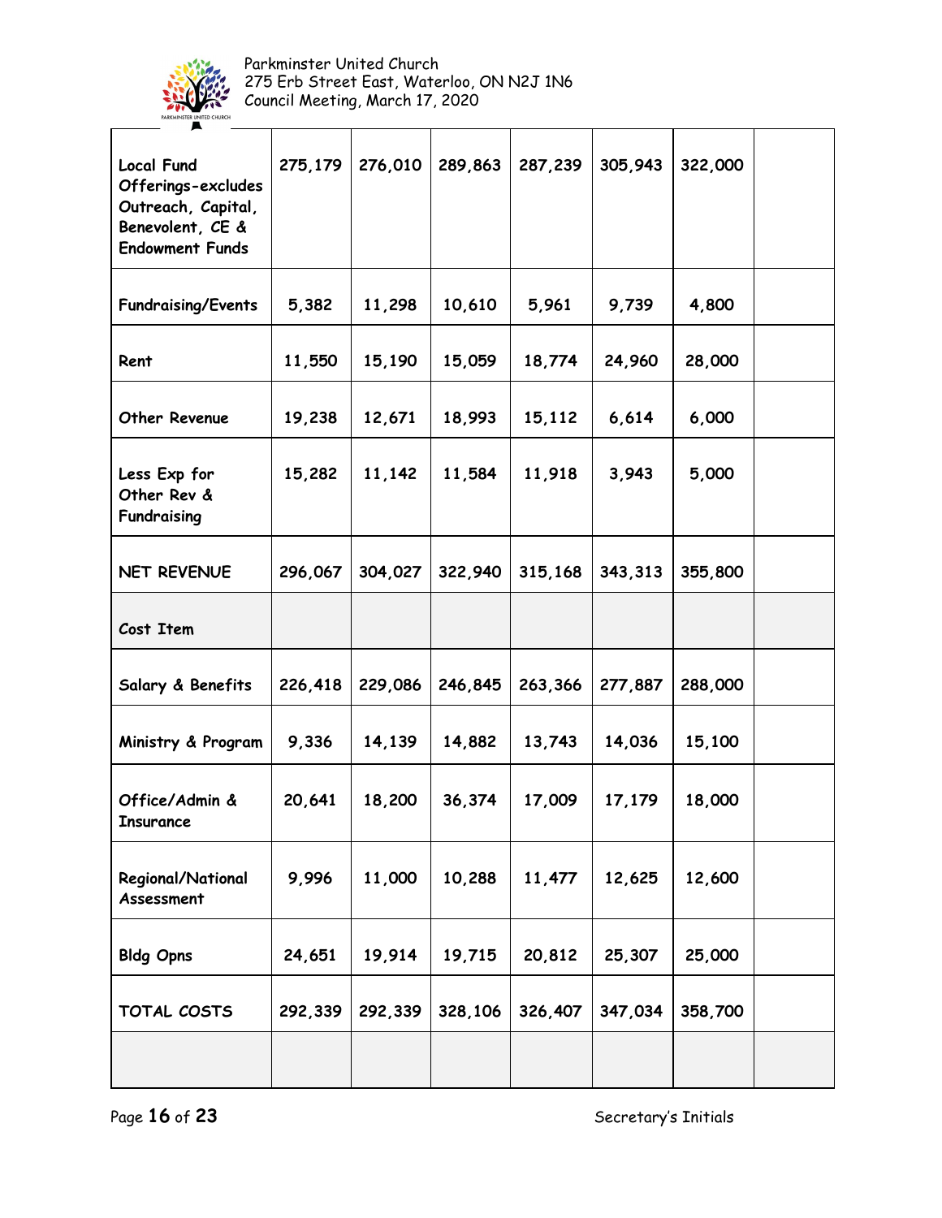| Local Fund Offerings-excludes Outreach, Capital, Benevolent, CE & Endowment Funds | 275,179 | 276,010 | 289,863 | 287,239 | 305,943 | 322,000 | |
|---|---|---|---|---|---|---|---|
| Fundraising/Events | 5,382 | 11,298 | 10,610 | 5,961 | 9,739 | 4,800 | |
| Rent | 11,550 | 15,190 | 15,059 | 18,774 | 24,960 | 28,000 | |
| Other Revenue | 19,238 | 12,671 | 18,993 | 15,112 | 6,614 | 6,000 | |
| Less Exp for Other Rev & Fundraising | 15,282 | 11,142 | 11,584 | 11,918 | 3,943 | 5,000 | |
| NET REVENUE | 296,067 | 304,027 | 322,940 | 315,168 | 343,313 | 355,800 | |
| Cost Item | | | | | | | |
| Salary & Benefits | 226,418 | 229,086 | 246,845 | 263,366 | 277,887 | 288,000 | |
| Ministry & Program | 9,336 | 14,139 | 14,882 | 13,743 | 14,036 | 15,100 | |
| Office/Admin & Insurance | 20,641 | 18,200 | 36,374 | 17,009 | 17,179 | 18,000 | |
| Regional/National Assessment | 9,996 | 11,000 | 10,288 | 11,477 | 12,625 | 12,600 | |
| Bldg Opns | 24,651 | 19,914 | 19,715 | 20,812 | 25,307 | 25,000 | |
| TOTAL COSTS | 292,339 | 292,339 | 328,106 | 326,407 | 347,034 | 358,700 | |
| | | | | | | | |

Secretary's Initials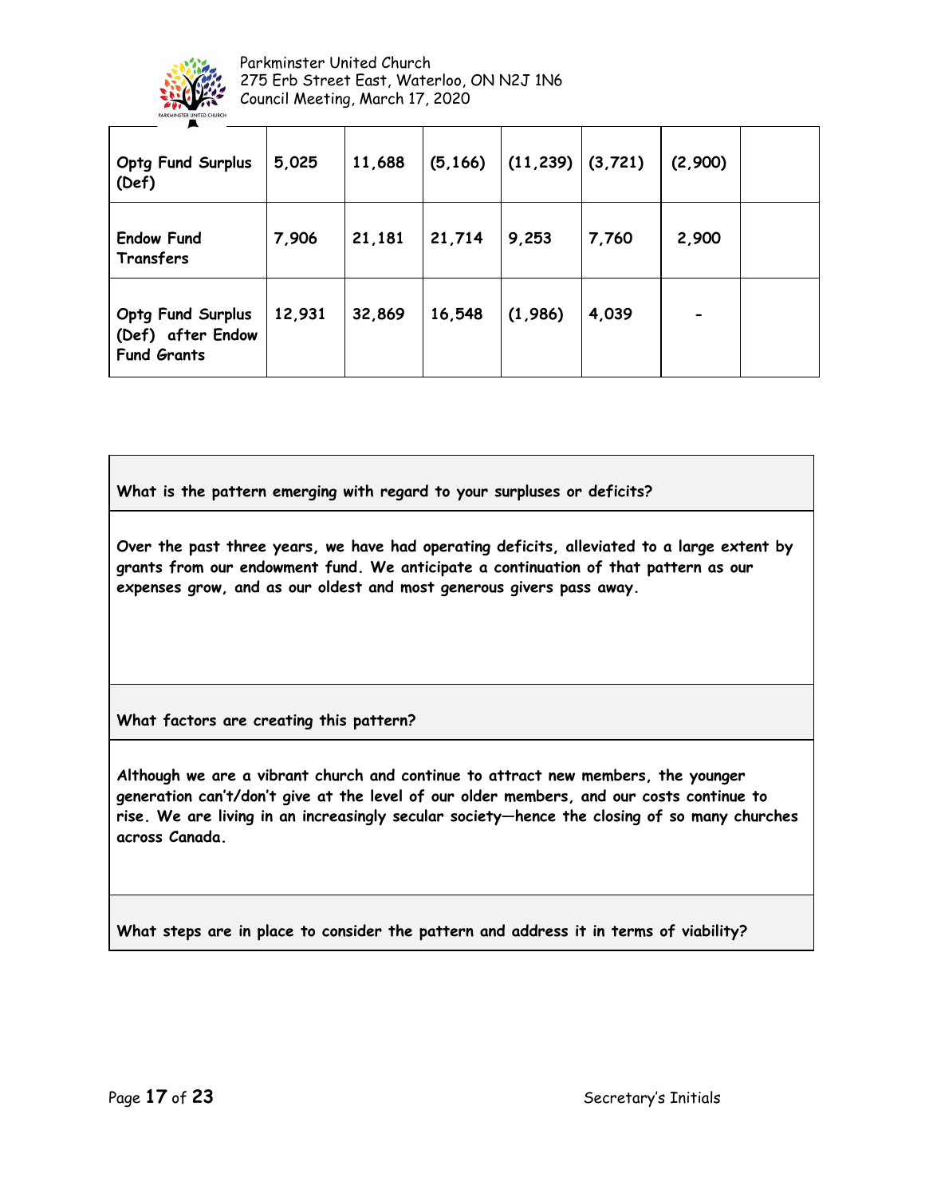| | | | | | | | |
|---|---|---|---|---|---|---|---|
| **Optg Fund Surplus (Def)** | **5,025** | **11,688** | **(5,166)** | **(11,239)** | **(3,721)** | **(2,900)** | |
| **Endow Fund Transfers** | **7,906** | **21,181** | **21,714** | **9,253** | **7,760** | **2,900** | |
| **Optg Fund Surplus (Def) after Endow Fund Grants** | **12,931** | **32,869** | **16,548** | **(1,986)** | **4,039** | **-** | |

| **What is the pattern emerging with regard to your surpluses or deficits?** |
|---|
| **Over the past three years, we have had operating deficits, alleviated to a large extent by grants from our endowment fund. We anticipate a continuation of that pattern as our expenses grow, and as our oldest and most generous givers pass away.** |
| **What factors are creating this pattern?** |
| **Although we are a vibrant church and continue to attract new members, the younger generation can't/don't give at the level of our older members, and our costs continue to rise. We are living in an increasingly secular society—hence the closing of so many churches across Canada.** |
| **What steps are in place to consider the pattern and address it in terms of viability?** |

Secretary's Initials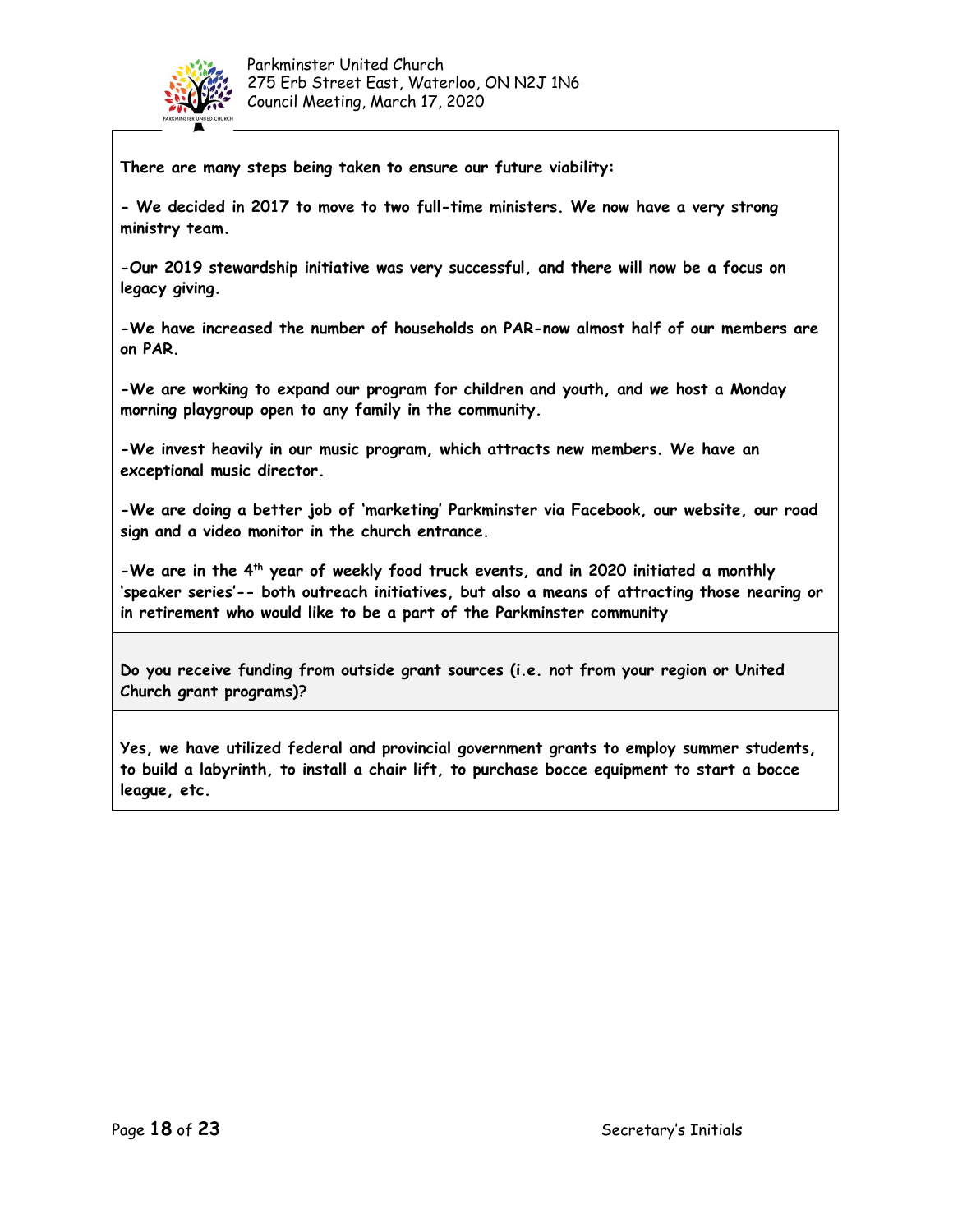**There are many steps being taken to ensure our future viability:**

**- We decided in 2017 to move to two full-time ministers. We now have a very strong ministry team.**

**-Our 2019 stewardship initiative was very successful, and there will now be a focus on legacy giving.**

**-We have increased the number of households on PAR-now almost half of our members are on PAR.**

**-We are working to expand our program for children and youth, and we host a Monday morning playgroup open to any family in the community.**

**-We invest heavily in our music program, which attracts new members. We have an exceptional music director.**

**-We are doing a better job of 'marketing' Parkminster via Facebook, our website, our road sign and a video monitor in the church entrance.**

**-We are in the 4th year of weekly food truck events, and in 2020 initiated a monthly 'speaker series'-- both outreach initiatives, but also a means of attracting those nearing or in retirement who would like to be a part of the Parkminster community**

**Do you receive funding from outside grant sources (i.e. not from your region or United Church grant programs)?**

**Yes, we have utilized federal and provincial government grants to employ summer students, to build a labyrinth, to install a chair lift, to purchase bocce equipment to start a bocce league, etc.**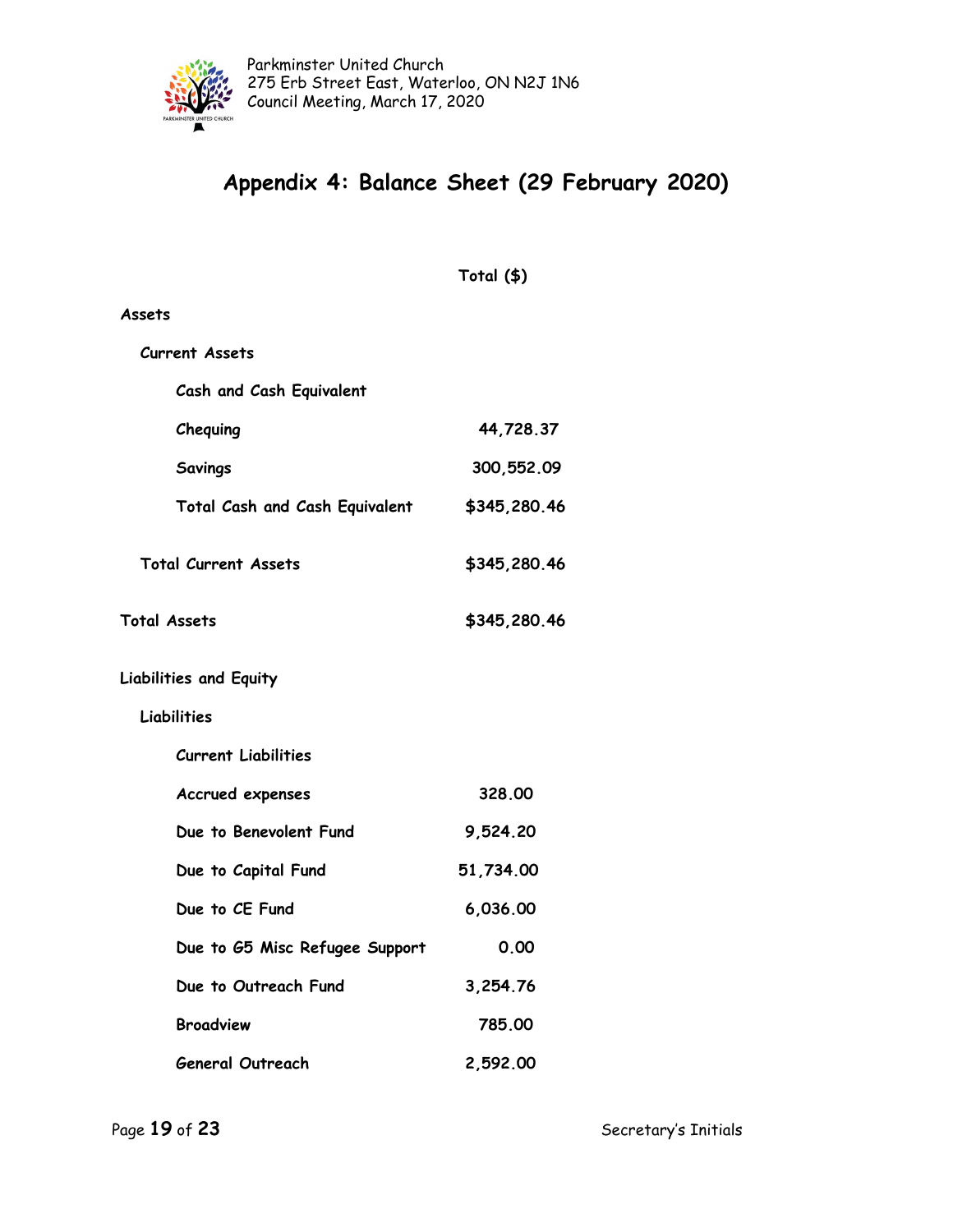# Appendix 4: Balance Sheet (29 February 2020)

| | Total ($) |
|---|---|
| **Assets** | |
| **Current Assets** | |
| **Cash and Cash Equivalent** | |
| **Chequing** | **44,728.37** |
| **Savings** | **300,552.09** |
| **Total Cash and Cash Equivalent** | **$345,280.46** |
| **Total Current Assets** | **$345,280.46** |
| **Total Assets** | **$345,280.46** |
| **Liabilities and Equity** | |
| **Liabilities** | |
| **Current Liabilities** | |
| **Accrued expenses** | **328.00** |
| **Due to Benevolent Fund** | **9,524.20** |
| **Due to Capital Fund** | **51,734.00** |
| **Due to CE Fund** | **6,036.00** |
| **Due to G5 Misc Refugee Support** | **0.00** |
| **Due to Outreach Fund** | **3,254.76** |
| **Broadview** | **785.00** |
| **General Outreach** | **2,592.00** |

Secretary's Initials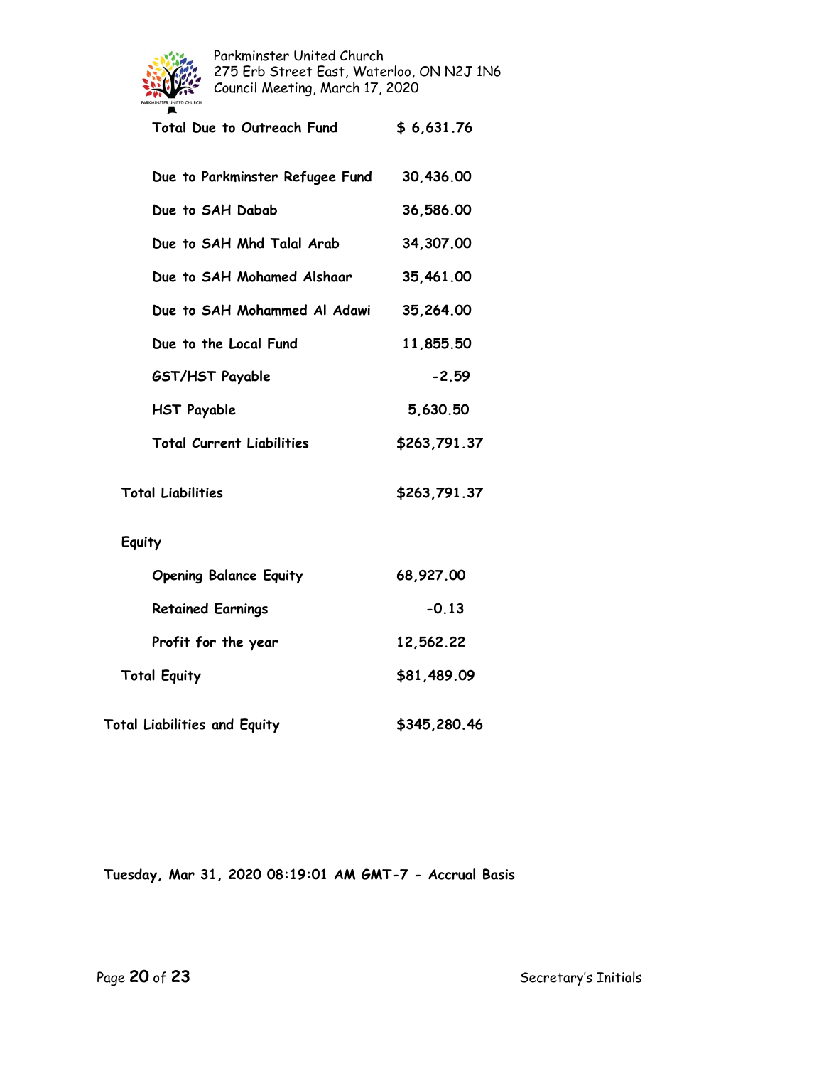| | |
|---|---|
| **Total Due to Outreach Fund** | **$ 6,631.76** |
| **Due to Parkminster Refugee Fund** | **30,436.00** |
| **Due to SAH Dabab** | **36,586.00** |
| **Due to SAH Mhd Talal Arab** | **34,307.00** |
| **Due to SAH Mohamed Alshaar** | **35,461.00** |
| **Due to SAH Mohammed Al Adawi** | **35,264.00** |
| **Due to the Local Fund** | **11,855.50** |
| **GST/HST Payable** | **-2.59** |
| **HST Payable** | **5,630.50** |
| **Total Current Liabilities** | **$263,791.37** |
| **Total Liabilities** | **$263,791.37** |
| **Equity** | |
| **Opening Balance Equity** | **68,927.00** |
| **Retained Earnings** | **-0.13** |
| **Profit for the year** | **12,562.22** |
| **Total Equity** | **$81,489.09** |
| **Total Liabilities and Equity** | **$345,280.46** |

**Tuesday, Mar 31, 2020 08:19:01 AM GMT-7 - Accrual Basis**

Secretary's Initials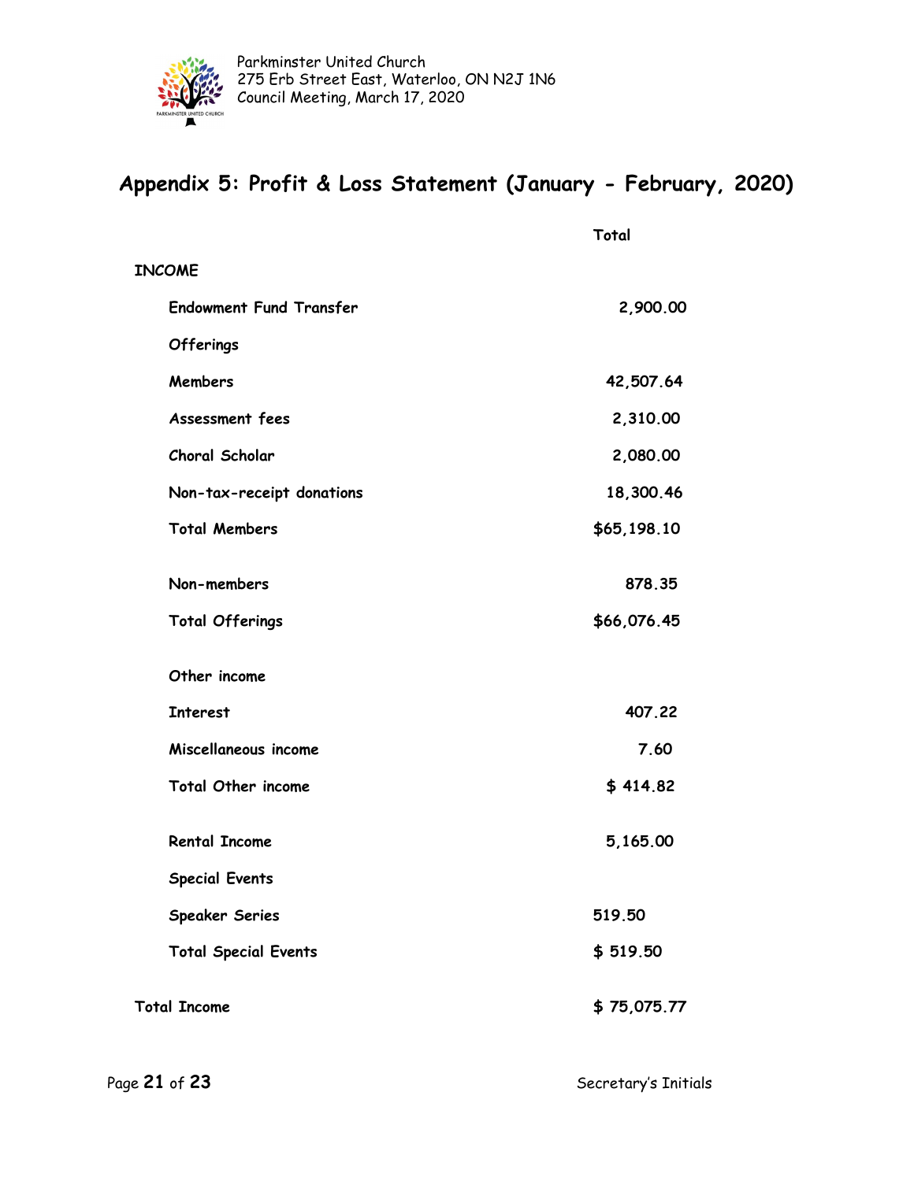## Appendix 5: Profit & Loss Statement (January - February, 2020)

| | Total |
|---|---|
| **INCOME** | |
| Endowment Fund Transfer | 2,900.00 |
| Offerings | |
| Members | 42,507.64 |
| Assessment fees | 2,310.00 |
| Choral Scholar | 2,080.00 |
| Non-tax-receipt donations | 18,300.46 |
| Total Members | $65,198.10 |
| Non-members | 878.35 |
| Total Offerings | $66,076.45 |
| Other income | |
| Interest | 407.22 |
| Miscellaneous income | 7.60 |
| Total Other income | $ 414.82 |
| Rental Income | 5,165.00 |
| Special Events | |
| Speaker Series | 519.50 |
| Total Special Events | $ 519.50 |
| **Total Income** | $ 75,075.77 |

Secretary's Initials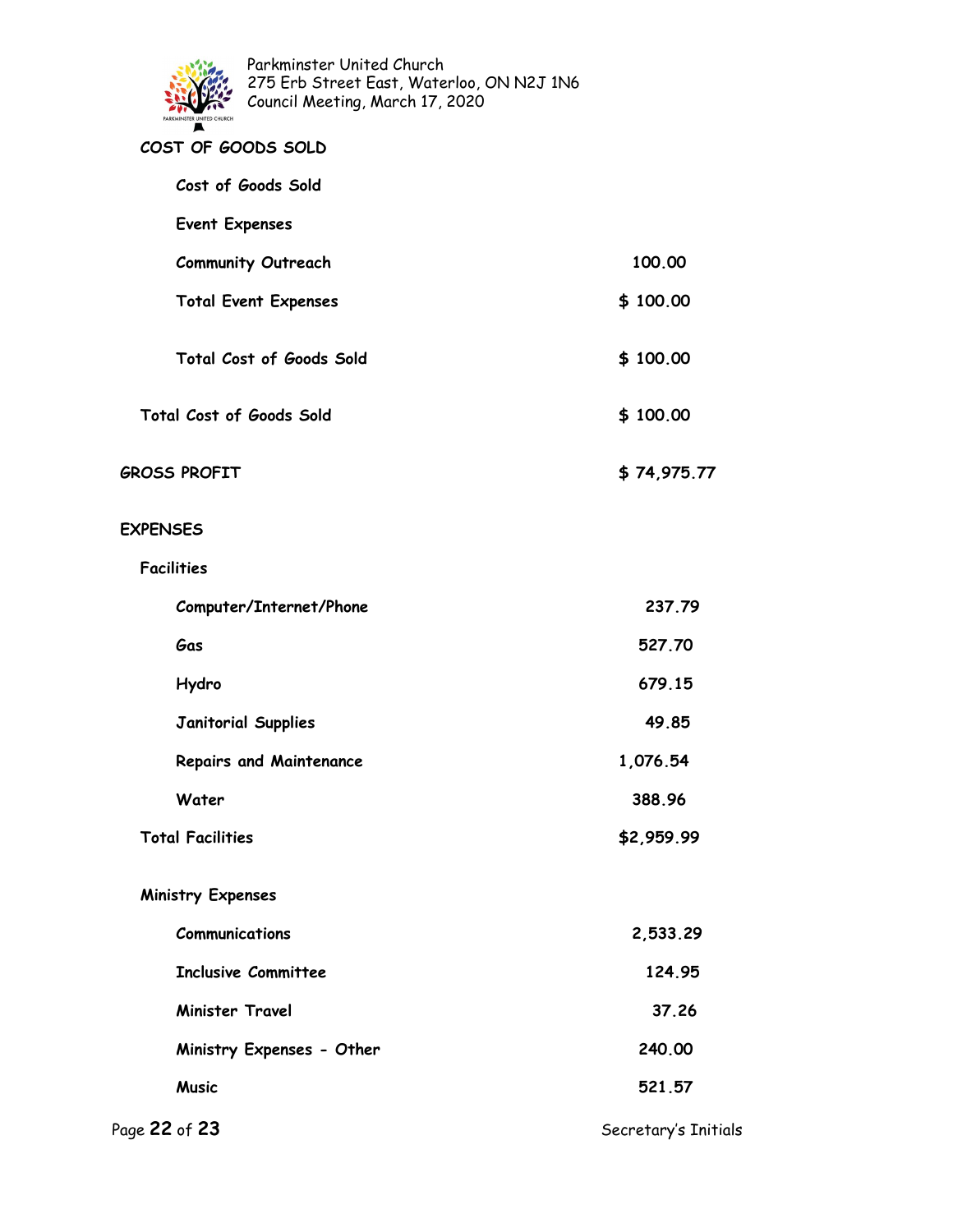| | |
|---|---|
| **COST OF GOODS SOLD** | |
| **Cost of Goods Sold** | |
| **Event Expenses** | |
| **Community Outreach** | **100.00** |
| **Total Event Expenses** | **$ 100.00** |
| **Total Cost of Goods Sold** | **$ 100.00** |
| **Total Cost of Goods Sold** | **$ 100.00** |
| **GROSS PROFIT** | **$ 74,975.77** |
| **EXPENSES** | |
| **Facilities** | |
| **Computer/Internet/Phone** | **237.79** |
| **Gas** | **527.70** |
| **Hydro** | **679.15** |
| **Janitorial Supplies** | **49.85** |
| **Repairs and Maintenance** | **1,076.54** |
| **Water** | **388.96** |
| **Total Facilities** | **$2,959.99** |
| **Ministry Expenses** | |
| **Communications** | **2,533.29** |
| **Inclusive Committee** | **124.95** |
| **Minister Travel** | **37.26** |
| **Ministry Expenses - Other** | **240.00** |
| **Music** | **521.57** |

Secretary's Initials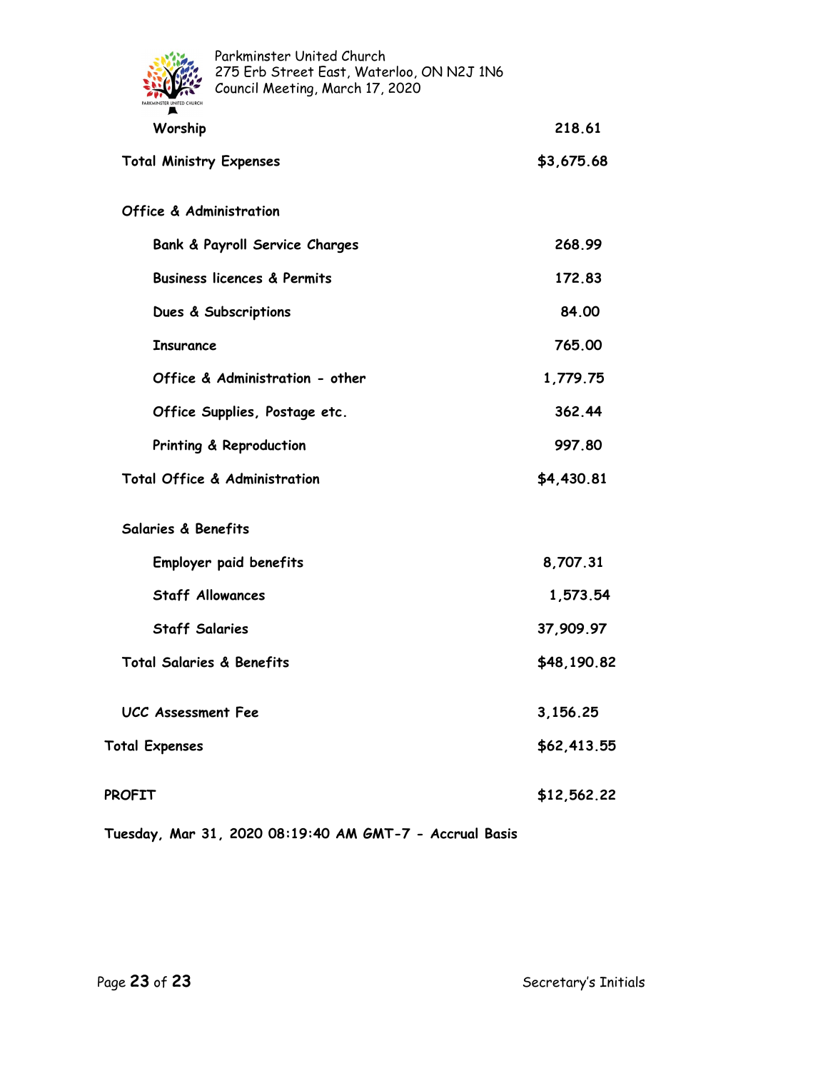| | |
|---|---|
| Worship | 218.61 |
| **Total Ministry Expenses** | **$3,675.68** |
| **Office & Administration** | |
| Bank & Payroll Service Charges | 268.99 |
| Business licences & Permits | 172.83 |
| Dues & Subscriptions | 84.00 |
| Insurance | 765.00 |
| Office & Administration - other | 1,779.75 |
| Office Supplies, Postage etc. | 362.44 |
| Printing & Reproduction | 997.80 |
| **Total Office & Administration** | **$4,430.81** |
| **Salaries & Benefits** | |
| Employer paid benefits | 8,707.31 |
| Staff Allowances | 1,573.54 |
| Staff Salaries | 37,909.97 |
| **Total Salaries & Benefits** | **$48,190.82** |
| UCC Assessment Fee | 3,156.25 |
| **Total Expenses** | **$62,413.55** |
| **PROFIT** | **$12,562.22** |

Tuesday, Mar 31, 2020 08:19:40 AM GMT-7 - Accrual Basis

Secretary's Initials